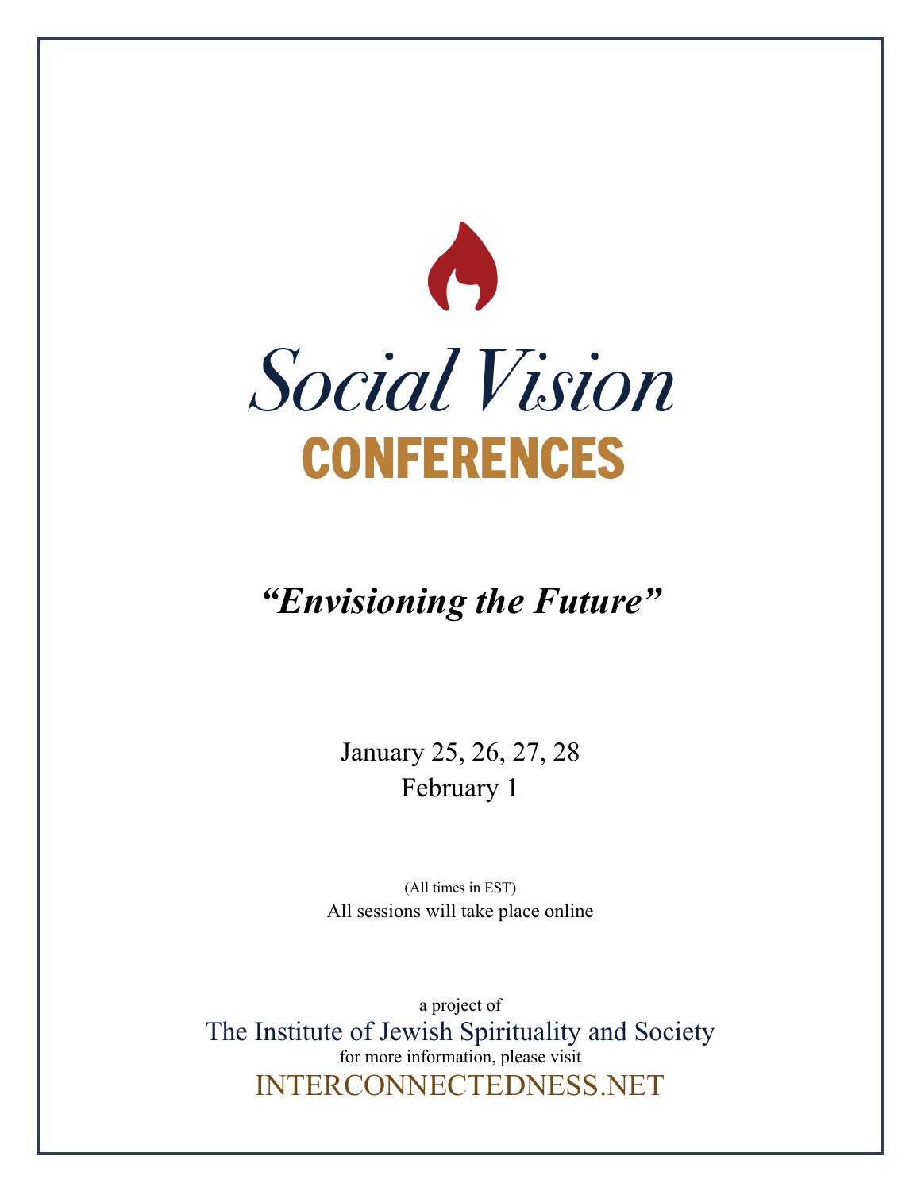# Social Vision

## CONFERENCES

### *"Envisioning the Future"*

January 25, 26, 27, 28
February 1

(All times in EST)
All sessions will take place online

a project of
The Institute of Jewish Spirituality and Society
for more information, please visit
INTERCONNECTEDNESS.NET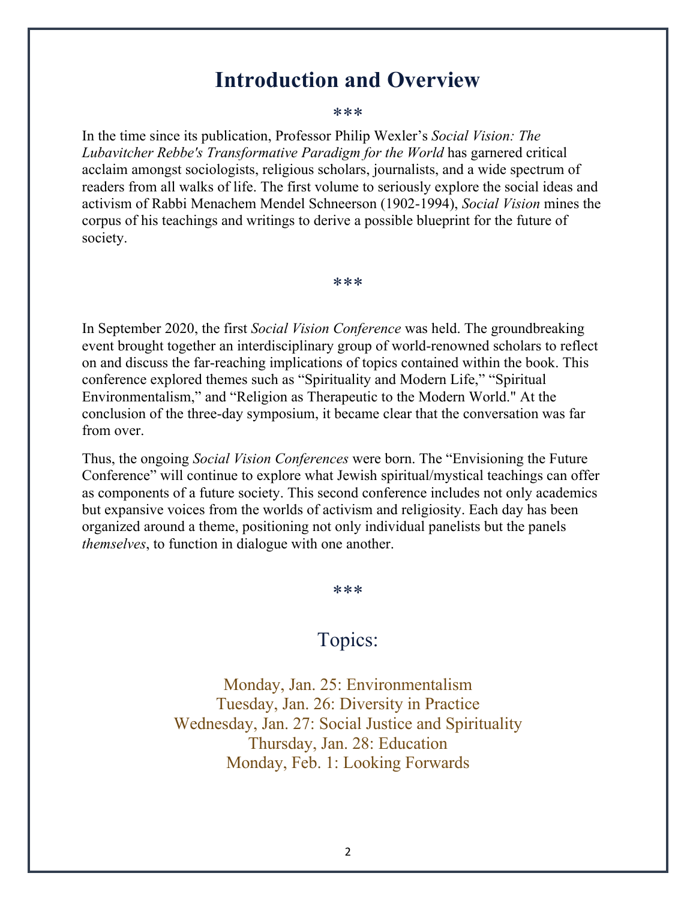# Introduction and Overview

\*\*\*

In the time since its publication, Professor Philip Wexler's *Social Vision: The Lubavitcher Rebbe's Transformative Paradigm for the World* has garnered critical acclaim amongst sociologists, religious scholars, journalists, and a wide spectrum of readers from all walks of life. The first volume to seriously explore the social ideas and activism of Rabbi Menachem Mendel Schneerson (1902-1994), *Social Vision* mines the corpus of his teachings and writings to derive a possible blueprint for the future of society.

\*\*\*

In September 2020, the first *Social Vision Conference* was held. The groundbreaking event brought together an interdisciplinary group of world-renowned scholars to reflect on and discuss the far-reaching implications of topics contained within the book. This conference explored themes such as "Spirituality and Modern Life," "Spiritual Environmentalism," and "Religion as Therapeutic to the Modern World." At the conclusion of the three-day symposium, it became clear that the conversation was far from over.

Thus, the ongoing *Social Vision Conferences* were born. The "Envisioning the Future Conference" will continue to explore what Jewish spiritual/mystical teachings can offer as components of a future society. This second conference includes not only academics but expansive voices from the worlds of activism and religiosity. Each day has been organized around a theme, positioning not only individual panelists but the panels *themselves*, to function in dialogue with one another.

\*\*\*

## Topics:

Monday, Jan. 25: Environmentalism
Tuesday, Jan. 26: Diversity in Practice
Wednesday, Jan. 27: Social Justice and Spirituality
Thursday, Jan. 28: Education
Monday, Feb. 1: Looking Forwards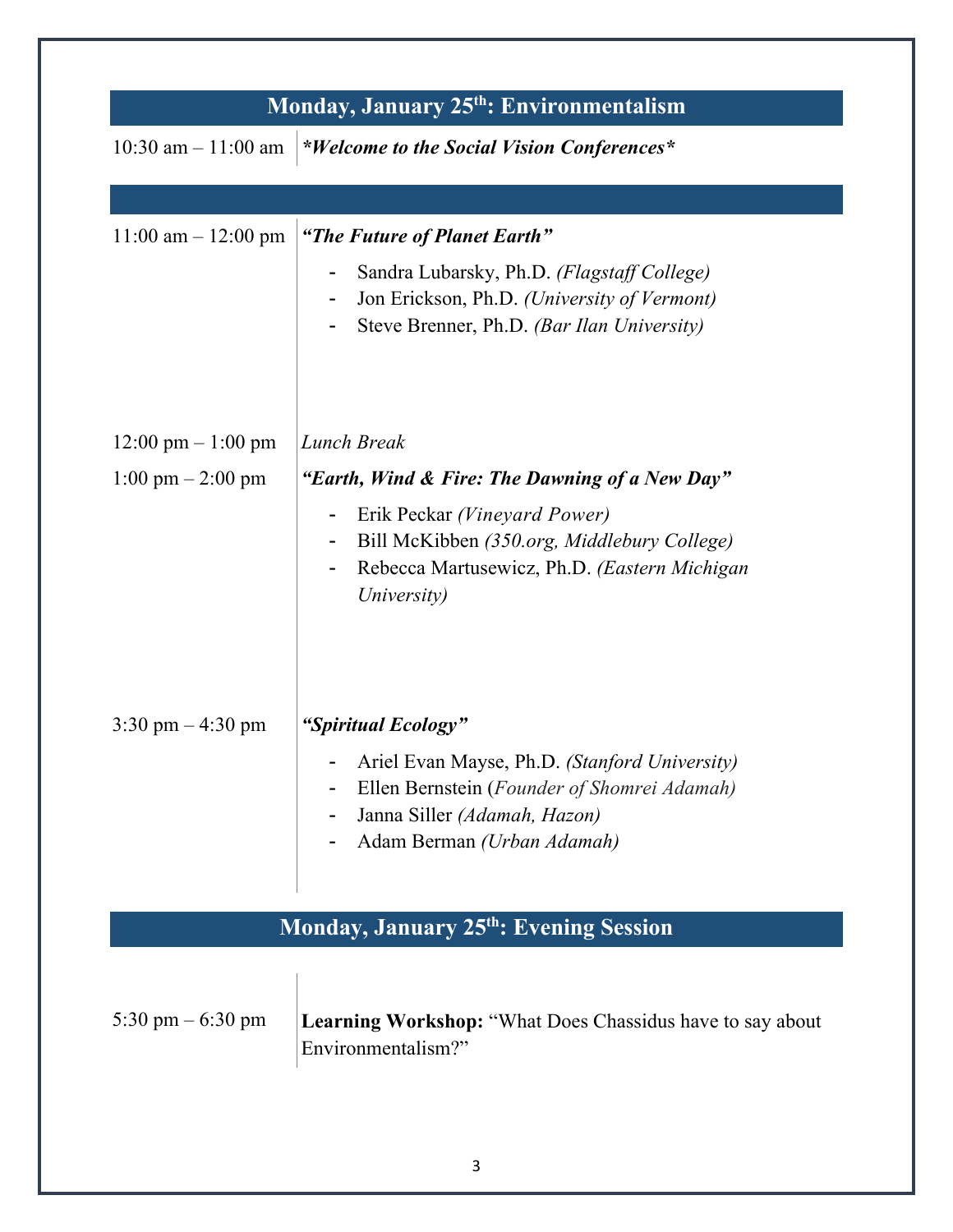## Monday, January 25th: Environmentalism

| | |
|---|---|
| 10:30 am – 11:00 am | ***Welcome to the Social Vision Conferences*** |
| 11:00 am – 12:00 pm | ***"The Future of Planet Earth"*** |
| | - Sandra Lubarsky, Ph.D. *(Flagstaff College)*<br>- Jon Erickson, Ph.D. *(University of Vermont)*<br>- Steve Brenner, Ph.D. *(Bar Ilan University)* |
| 12:00 pm – 1:00 pm | *Lunch Break* |
| 1:00 pm – 2:00 pm | ***"Earth, Wind & Fire: The Dawning of a New Day"*** |
| | - Erik Peckar *(Vineyard Power)*<br>- Bill McKibben *(350.org, Middlebury College)*<br>- Rebecca Martusewicz, Ph.D. *(Eastern Michigan University)* |
| 3:30 pm – 4:30 pm | ***"Spiritual Ecology"*** |
| | - Ariel Evan Mayse, Ph.D. *(Stanford University)*<br>- Ellen Bernstein (*Founder of Shomrei Adamah)*<br>- Janna Siller *(Adamah, Hazon)*<br>- Adam Berman *(Urban Adamah)* |

## Monday, January 25th: Evening Session

| | |
|---|---|
| 5:30 pm – 6:30 pm | **Learning Workshop:** "What Does Chassidus have to say about Environmentalism?" |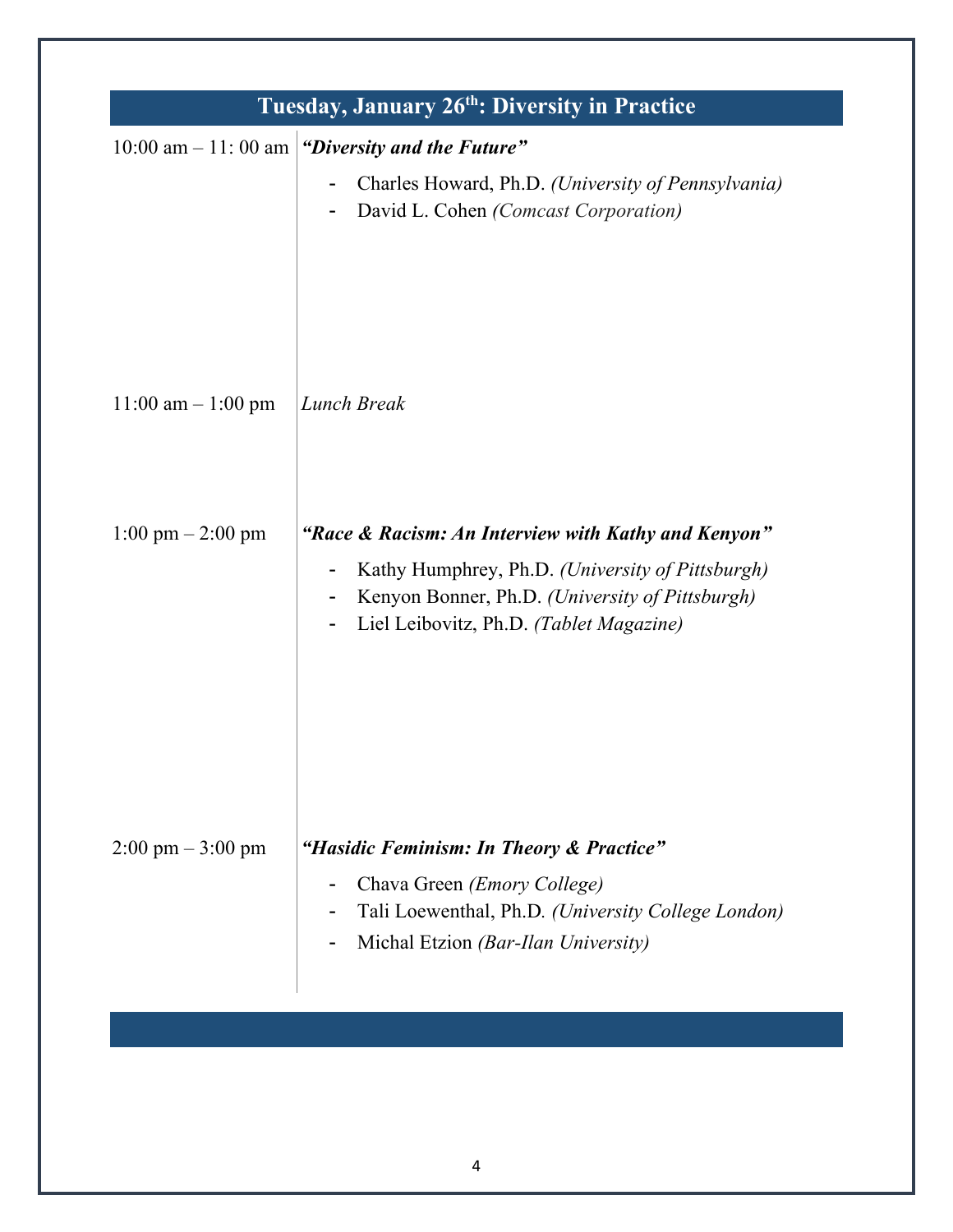## Tuesday, January 26th: Diversity in Practice

| | |
|---|---|
| 10:00 am – 11: 00 am | ***"Diversity and the Future"*** <br> - Charles Howard, Ph.D. *(University of Pennsylvania)* <br> - David L. Cohen *(Comcast Corporation)* |
| 11:00 am – 1:00 pm | *Lunch Break* |
| 1:00 pm – 2:00 pm | ***"Race & Racism: An Interview with Kathy and Kenyon"*** <br> - Kathy Humphrey, Ph.D. *(University of Pittsburgh)* <br> - Kenyon Bonner, Ph.D. *(University of Pittsburgh)* <br> - Liel Leibovitz, Ph.D. *(Tablet Magazine)* |
| 2:00 pm – 3:00 pm | ***"Hasidic Feminism: In Theory & Practice"*** <br> - Chava Green *(Emory College)* <br> - Tali Loewenthal, Ph.D. *(University College London)* <br> - Michal Etzion *(Bar-Ilan University)* |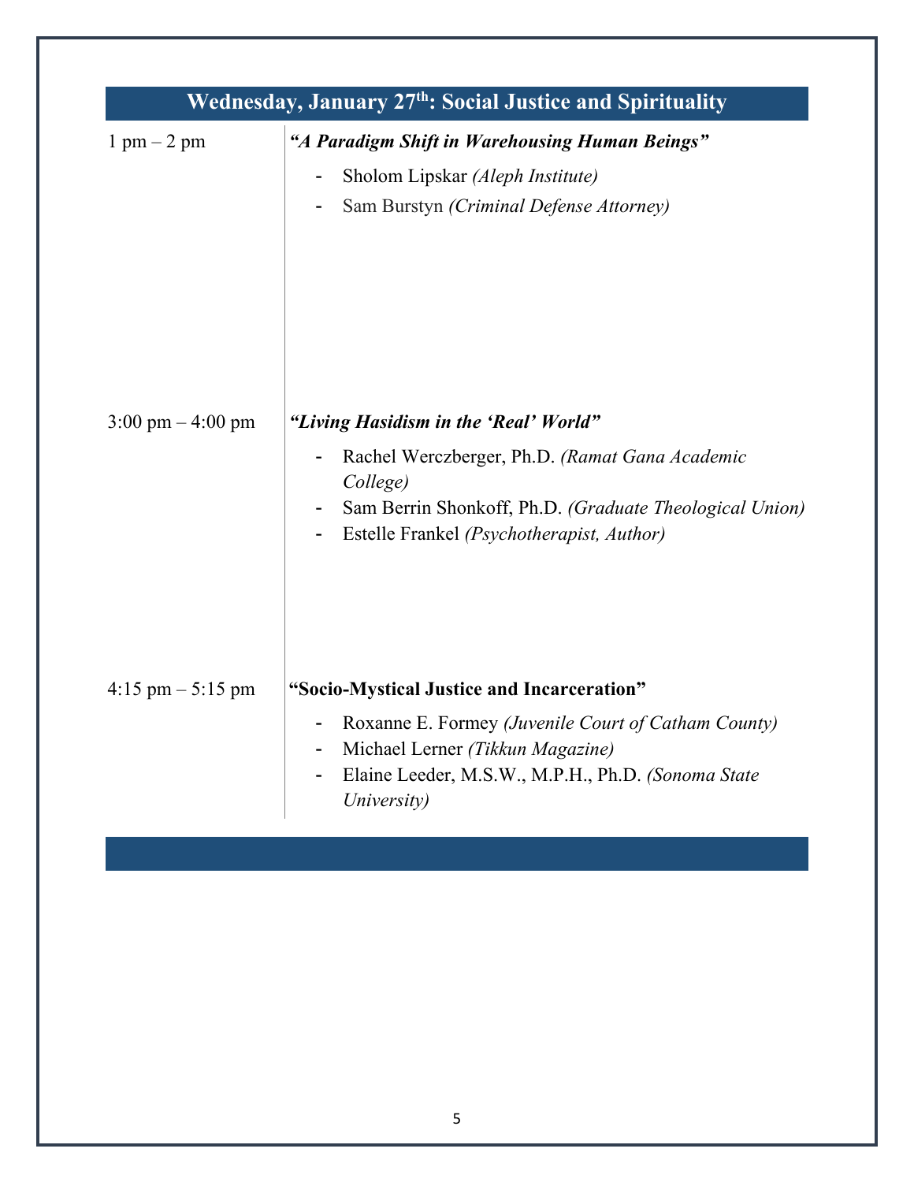## Wednesday, January 27th: Social Justice and Spirituality

1 pm – 2 pm

***"A Paradigm Shift in Warehousing Human Beings"***

- Sholom Lipskar *(Aleph Institute)*
- Sam Burstyn *(Criminal Defense Attorney)*

3:00 pm – 4:00 pm

***"Living Hasidism in the 'Real' World"***

- Rachel Werczberger, Ph.D. *(Ramat Gana Academic College)*
- Sam Berrin Shonkoff, Ph.D. *(Graduate Theological Union)*
- Estelle Frankel *(Psychotherapist, Author)*

4:15 pm – 5:15 pm

**"Socio-Mystical Justice and Incarceration"**

- Roxanne E. Formey *(Juvenile Court of Catham County)*
- Michael Lerner *(Tikkun Magazine)*
- Elaine Leeder, M.S.W., M.P.H., Ph.D. *(Sonoma State University)*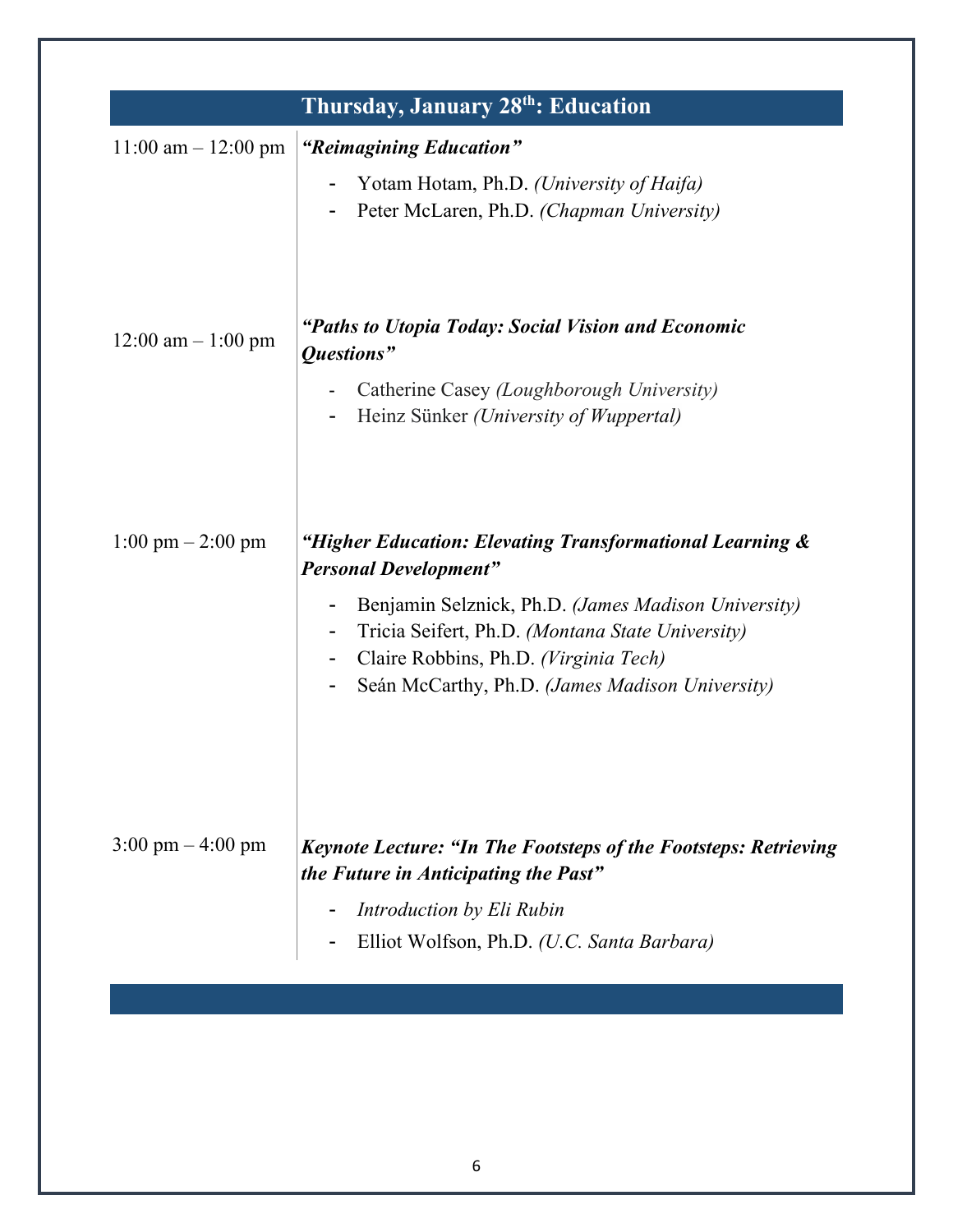## Thursday, January 28th: Education

11:00 am – 12:00 pm

***"Reimagining Education"***

- Yotam Hotam, Ph.D. *(University of Haifa)*
- Peter McLaren, Ph.D. *(Chapman University)*

12:00 am – 1:00 pm

***"Paths to Utopia Today: Social Vision and Economic Questions"***

- Catherine Casey *(Loughborough University)*
- Heinz Sünker *(University of Wuppertal)*

1:00 pm – 2:00 pm

***"Higher Education: Elevating Transformational Learning & Personal Development"***

- Benjamin Selznick, Ph.D. *(James Madison University)*
- Tricia Seifert, Ph.D. *(Montana State University)*
- Claire Robbins, Ph.D. *(Virginia Tech)*
- Seán McCarthy, Ph.D. *(James Madison University)*

3:00 pm – 4:00 pm

***Keynote Lecture: "In The Footsteps of the Footsteps: Retrieving the Future in Anticipating the Past"***

- *Introduction by Eli Rubin*
- Elliot Wolfson, Ph.D. *(U.C. Santa Barbara)*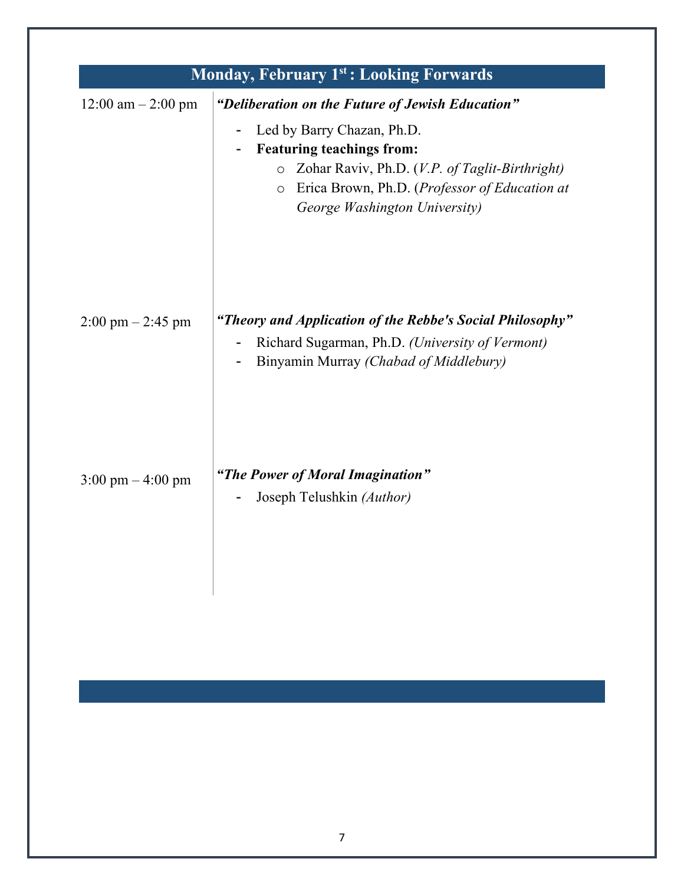## Monday, February 1st: Looking Forwards

12:00 am – 2:00 pm

***"Deliberation on the Future of Jewish Education"***

- Led by Barry Chazan, Ph.D.
- **Featuring teachings from:**
  - Zohar Raviv, Ph.D. (*V.P. of Taglit-Birthright*)
  - Erica Brown, Ph.D. (*Professor of Education at George Washington University)*

2:00 pm – 2:45 pm

***"Theory and Application of the Rebbe's Social Philosophy"***

- Richard Sugarman, Ph.D. *(University of Vermont)*
- Binyamin Murray *(Chabad of Middlebury)*

3:00 pm – 4:00 pm

***"The Power of Moral Imagination"***

- Joseph Telushkin *(Author)*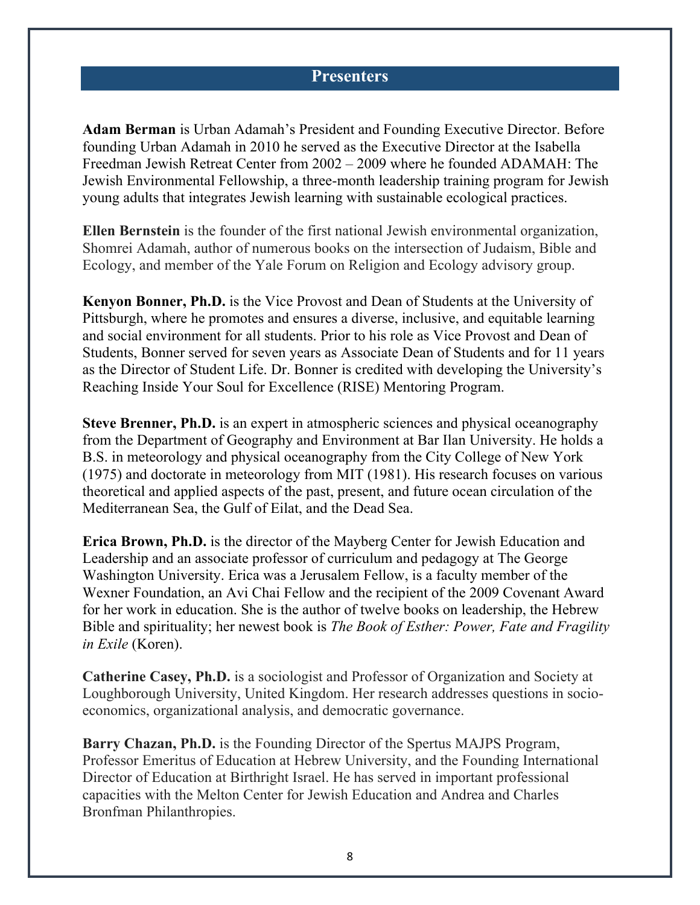## Presenters

**Adam Berman** is Urban Adamah's President and Founding Executive Director. Before founding Urban Adamah in 2010 he served as the Executive Director at the Isabella Freedman Jewish Retreat Center from 2002 – 2009 where he founded ADAMAH: The Jewish Environmental Fellowship, a three-month leadership training program for Jewish young adults that integrates Jewish learning with sustainable ecological practices.

**Ellen Bernstein** is the founder of the first national Jewish environmental organization, Shomrei Adamah, author of numerous books on the intersection of Judaism, Bible and Ecology, and member of the Yale Forum on Religion and Ecology advisory group.

**Kenyon Bonner, Ph.D.** is the Vice Provost and Dean of Students at the University of Pittsburgh, where he promotes and ensures a diverse, inclusive, and equitable learning and social environment for all students. Prior to his role as Vice Provost and Dean of Students, Bonner served for seven years as Associate Dean of Students and for 11 years as the Director of Student Life. Dr. Bonner is credited with developing the University's Reaching Inside Your Soul for Excellence (RISE) Mentoring Program.

**Steve Brenner, Ph.D.** is an expert in atmospheric sciences and physical oceanography from the Department of Geography and Environment at Bar Ilan University. He holds a B.S. in meteorology and physical oceanography from the City College of New York (1975) and doctorate in meteorology from MIT (1981). His research focuses on various theoretical and applied aspects of the past, present, and future ocean circulation of the Mediterranean Sea, the Gulf of Eilat, and the Dead Sea.

**Erica Brown, Ph.D.** is the director of the Mayberg Center for Jewish Education and Leadership and an associate professor of curriculum and pedagogy at The George Washington University. Erica was a Jerusalem Fellow, is a faculty member of the Wexner Foundation, an Avi Chai Fellow and the recipient of the 2009 Covenant Award for her work in education. She is the author of twelve books on leadership, the Hebrew Bible and spirituality; her newest book is *The Book of Esther: Power, Fate and Fragility in Exile* (Koren).

**Catherine Casey, Ph.D.** is a sociologist and Professor of Organization and Society at Loughborough University, United Kingdom. Her research addresses questions in socio-economics, organizational analysis, and democratic governance.

**Barry Chazan, Ph.D.** is the Founding Director of the Spertus MAJPS Program, Professor Emeritus of Education at Hebrew University, and the Founding International Director of Education at Birthright Israel. He has served in important professional capacities with the Melton Center for Jewish Education and Andrea and Charles Bronfman Philanthropies.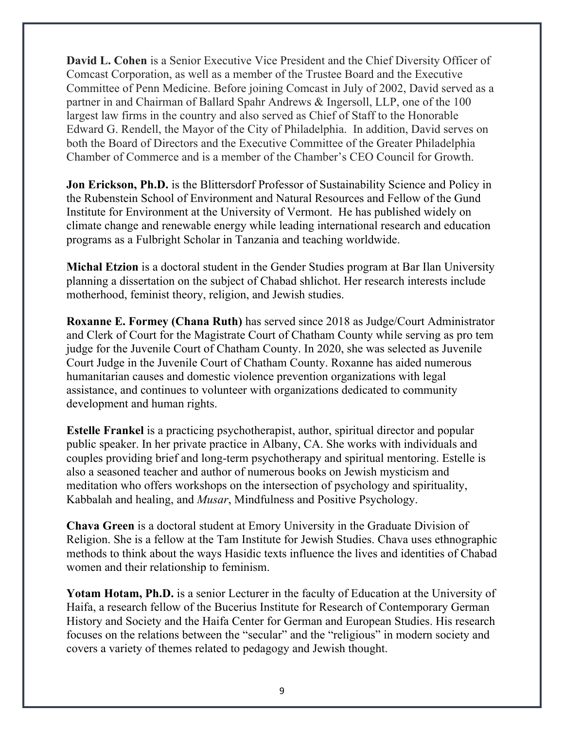**David L. Cohen** is a Senior Executive Vice President and the Chief Diversity Officer of Comcast Corporation, as well as a member of the Trustee Board and the Executive Committee of Penn Medicine. Before joining Comcast in July of 2002, David served as a partner in and Chairman of Ballard Spahr Andrews & Ingersoll, LLP, one of the 100 largest law firms in the country and also served as Chief of Staff to the Honorable Edward G. Rendell, the Mayor of the City of Philadelphia. In addition, David serves on both the Board of Directors and the Executive Committee of the Greater Philadelphia Chamber of Commerce and is a member of the Chamber's CEO Council for Growth.

**Jon Erickson, Ph.D.** is the Blittersdorf Professor of Sustainability Science and Policy in the Rubenstein School of Environment and Natural Resources and Fellow of the Gund Institute for Environment at the University of Vermont. He has published widely on climate change and renewable energy while leading international research and education programs as a Fulbright Scholar in Tanzania and teaching worldwide.

**Michal Etzion** is a doctoral student in the Gender Studies program at Bar Ilan University planning a dissertation on the subject of Chabad shlichot. Her research interests include motherhood, feminist theory, religion, and Jewish studies.

**Roxanne E. Formey (Chana Ruth)** has served since 2018 as Judge/Court Administrator and Clerk of Court for the Magistrate Court of Chatham County while serving as pro tem judge for the Juvenile Court of Chatham County. In 2020, she was selected as Juvenile Court Judge in the Juvenile Court of Chatham County. Roxanne has aided numerous humanitarian causes and domestic violence prevention organizations with legal assistance, and continues to volunteer with organizations dedicated to community development and human rights.

**Estelle Frankel** is a practicing psychotherapist, author, spiritual director and popular public speaker. In her private practice in Albany, CA. She works with individuals and couples providing brief and long-term psychotherapy and spiritual mentoring. Estelle is also a seasoned teacher and author of numerous books on Jewish mysticism and meditation who offers workshops on the intersection of psychology and spirituality, Kabbalah and healing, and *Musar*, Mindfulness and Positive Psychology.

**Chava Green** is a doctoral student at Emory University in the Graduate Division of Religion. She is a fellow at the Tam Institute for Jewish Studies. Chava uses ethnographic methods to think about the ways Hasidic texts influence the lives and identities of Chabad women and their relationship to feminism.

**Yotam Hotam, Ph.D.** is a senior Lecturer in the faculty of Education at the University of Haifa, a research fellow of the Bucerius Institute for Research of Contemporary German History and Society and the Haifa Center for German and European Studies. His research focuses on the relations between the "secular" and the "religious" in modern society and covers a variety of themes related to pedagogy and Jewish thought.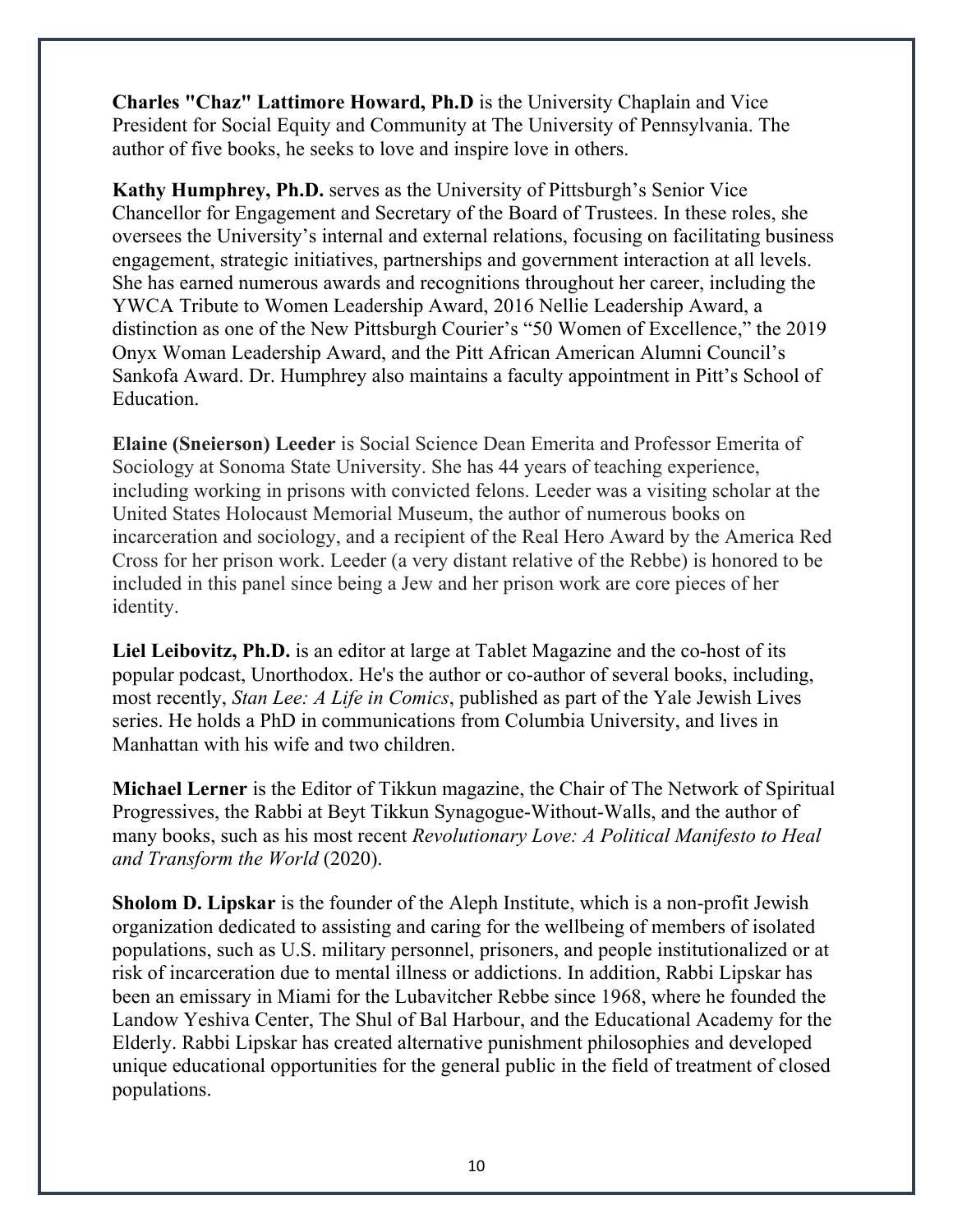**Charles "Chaz" Lattimore Howard, Ph.D** is the University Chaplain and Vice President for Social Equity and Community at The University of Pennsylvania. The author of five books, he seeks to love and inspire love in others.

**Kathy Humphrey, Ph.D.** serves as the University of Pittsburgh's Senior Vice Chancellor for Engagement and Secretary of the Board of Trustees. In these roles, she oversees the University's internal and external relations, focusing on facilitating business engagement, strategic initiatives, partnerships and government interaction at all levels. She has earned numerous awards and recognitions throughout her career, including the YWCA Tribute to Women Leadership Award, 2016 Nellie Leadership Award, a distinction as one of the New Pittsburgh Courier's "50 Women of Excellence," the 2019 Onyx Woman Leadership Award, and the Pitt African American Alumni Council's Sankofa Award. Dr. Humphrey also maintains a faculty appointment in Pitt's School of Education.

**Elaine (Sneierson) Leeder** is Social Science Dean Emerita and Professor Emerita of Sociology at Sonoma State University. She has 44 years of teaching experience, including working in prisons with convicted felons. Leeder was a visiting scholar at the United States Holocaust Memorial Museum, the author of numerous books on incarceration and sociology, and a recipient of the Real Hero Award by the America Red Cross for her prison work. Leeder (a very distant relative of the Rebbe) is honored to be included in this panel since being a Jew and her prison work are core pieces of her identity.

**Liel Leibovitz, Ph.D.** is an editor at large at Tablet Magazine and the co-host of its popular podcast, Unorthodox. He's the author or co-author of several books, including, most recently, *Stan Lee: A Life in Comics*, published as part of the Yale Jewish Lives series. He holds a PhD in communications from Columbia University, and lives in Manhattan with his wife and two children.

**Michael Lerner** is the Editor of Tikkun magazine, the Chair of The Network of Spiritual Progressives, the Rabbi at Beyt Tikkun Synagogue-Without-Walls, and the author of many books, such as his most recent *Revolutionary Love: A Political Manifesto to Heal and Transform the World* (2020).

**Sholom D. Lipskar** is the founder of the Aleph Institute, which is a non-profit Jewish organization dedicated to assisting and caring for the wellbeing of members of isolated populations, such as U.S. military personnel, prisoners, and people institutionalized or at risk of incarceration due to mental illness or addictions. In addition, Rabbi Lipskar has been an emissary in Miami for the Lubavitcher Rebbe since 1968, where he founded the Landow Yeshiva Center, The Shul of Bal Harbour, and the Educational Academy for the Elderly. Rabbi Lipskar has created alternative punishment philosophies and developed unique educational opportunities for the general public in the field of treatment of closed populations.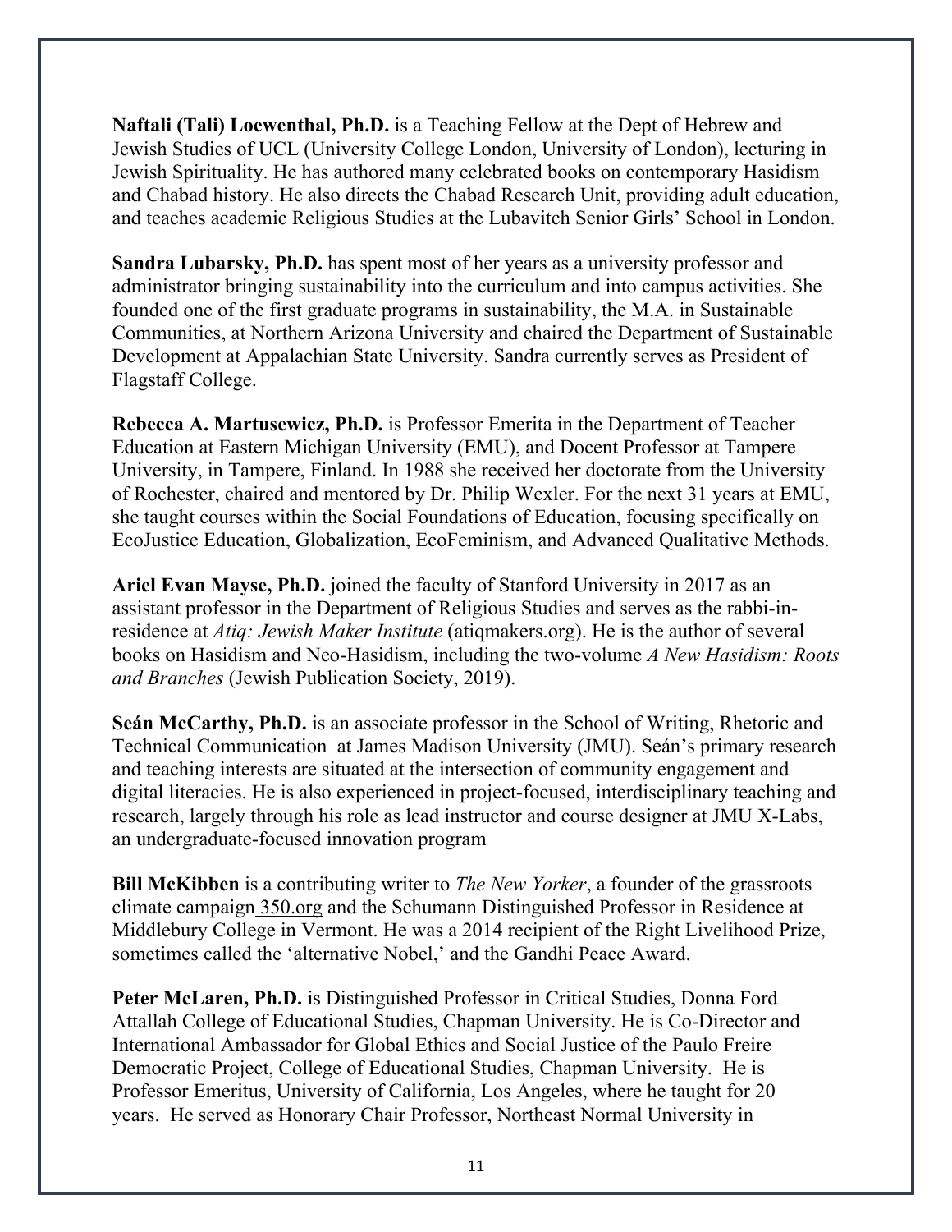**Naftali (Tali) Loewenthal, Ph.D.** is a Teaching Fellow at the Dept of Hebrew and Jewish Studies of UCL (University College London, University of London), lecturing in Jewish Spirituality. He has authored many celebrated books on contemporary Hasidism and Chabad history. He also directs the Chabad Research Unit, providing adult education, and teaches academic Religious Studies at the Lubavitch Senior Girls' School in London.

**Sandra Lubarsky, Ph.D.** has spent most of her years as a university professor and administrator bringing sustainability into the curriculum and into campus activities. She founded one of the first graduate programs in sustainability, the M.A. in Sustainable Communities, at Northern Arizona University and chaired the Department of Sustainable Development at Appalachian State University. Sandra currently serves as President of Flagstaff College.

**Rebecca A. Martusewicz, Ph.D.** is Professor Emerita in the Department of Teacher Education at Eastern Michigan University (EMU), and Docent Professor at Tampere University, in Tampere, Finland. In 1988 she received her doctorate from the University of Rochester, chaired and mentored by Dr. Philip Wexler. For the next 31 years at EMU, she taught courses within the Social Foundations of Education, focusing specifically on EcoJustice Education, Globalization, EcoFeminism, and Advanced Qualitative Methods.

**Ariel Evan Mayse, Ph.D.** joined the faculty of Stanford University in 2017 as an assistant professor in the Department of Religious Studies and serves as the rabbi-in-residence at *Atiq: Jewish Maker Institute* (atiqmakers.org). He is the author of several books on Hasidism and Neo-Hasidism, including the two-volume *A New Hasidism: Roots and Branches* (Jewish Publication Society, 2019).

**Seán McCarthy, Ph.D.** is an associate professor in the School of Writing, Rhetoric and Technical Communication at James Madison University (JMU). Seán's primary research and teaching interests are situated at the intersection of community engagement and digital literacies. He is also experienced in project-focused, interdisciplinary teaching and research, largely through his role as lead instructor and course designer at JMU X-Labs, an undergraduate-focused innovation program

**Bill McKibben** is a contributing writer to *The New Yorker*, a founder of the grassroots climate campaign 350.org and the Schumann Distinguished Professor in Residence at Middlebury College in Vermont. He was a 2014 recipient of the Right Livelihood Prize, sometimes called the 'alternative Nobel,' and the Gandhi Peace Award.

**Peter McLaren, Ph.D.** is Distinguished Professor in Critical Studies, Donna Ford Attallah College of Educational Studies, Chapman University. He is Co-Director and International Ambassador for Global Ethics and Social Justice of the Paulo Freire Democratic Project, College of Educational Studies, Chapman University. He is Professor Emeritus, University of California, Los Angeles, where he taught for 20 years. He served as Honorary Chair Professor, Northeast Normal University in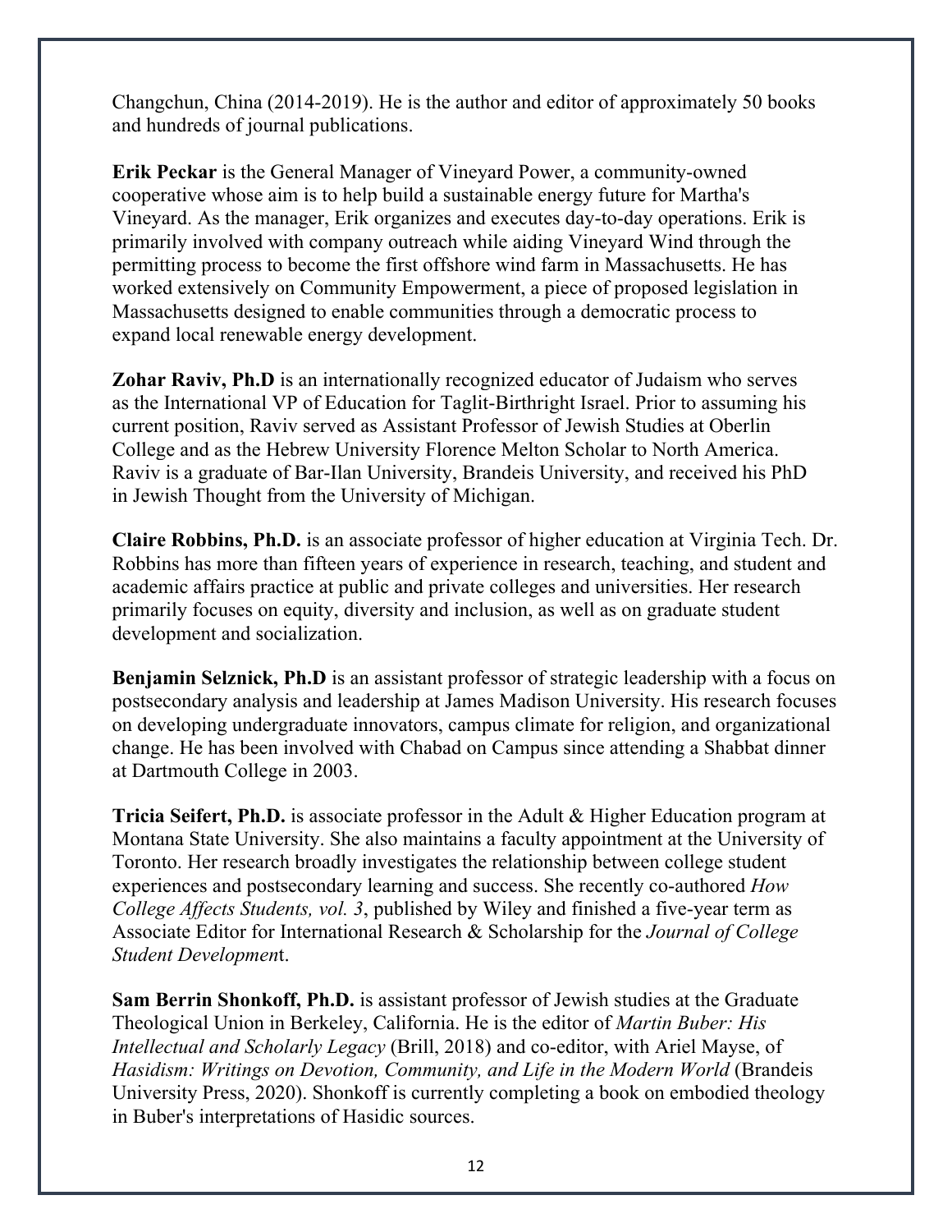Changchun, China (2014-2019). He is the author and editor of approximately 50 books and hundreds of journal publications.

**Erik Peckar** is the General Manager of Vineyard Power, a community-owned cooperative whose aim is to help build a sustainable energy future for Martha's Vineyard. As the manager, Erik organizes and executes day-to-day operations. Erik is primarily involved with company outreach while aiding Vineyard Wind through the permitting process to become the first offshore wind farm in Massachusetts. He has worked extensively on Community Empowerment, a piece of proposed legislation in Massachusetts designed to enable communities through a democratic process to expand local renewable energy development.

**Zohar Raviv, Ph.D** is an internationally recognized educator of Judaism who serves as the International VP of Education for Taglit-Birthright Israel. Prior to assuming his current position, Raviv served as Assistant Professor of Jewish Studies at Oberlin College and as the Hebrew University Florence Melton Scholar to North America. Raviv is a graduate of Bar-Ilan University, Brandeis University, and received his PhD in Jewish Thought from the University of Michigan.

**Claire Robbins, Ph.D.** is an associate professor of higher education at Virginia Tech. Dr. Robbins has more than fifteen years of experience in research, teaching, and student and academic affairs practice at public and private colleges and universities. Her research primarily focuses on equity, diversity and inclusion, as well as on graduate student development and socialization.

**Benjamin Selznick, Ph.D** is an assistant professor of strategic leadership with a focus on postsecondary analysis and leadership at James Madison University. His research focuses on developing undergraduate innovators, campus climate for religion, and organizational change. He has been involved with Chabad on Campus since attending a Shabbat dinner at Dartmouth College in 2003.

**Tricia Seifert, Ph.D.** is associate professor in the Adult & Higher Education program at Montana State University. She also maintains a faculty appointment at the University of Toronto. Her research broadly investigates the relationship between college student experiences and postsecondary learning and success. She recently co-authored *How College Affects Students, vol. 3*, published by Wiley and finished a five-year term as Associate Editor for International Research & Scholarship for the *Journal of College Student Development*.

**Sam Berrin Shonkoff, Ph.D.** is assistant professor of Jewish studies at the Graduate Theological Union in Berkeley, California. He is the editor of *Martin Buber: His Intellectual and Scholarly Legacy* (Brill, 2018) and co-editor, with Ariel Mayse, of *Hasidism: Writings on Devotion, Community, and Life in the Modern World* (Brandeis University Press, 2020). Shonkoff is currently completing a book on embodied theology in Buber's interpretations of Hasidic sources.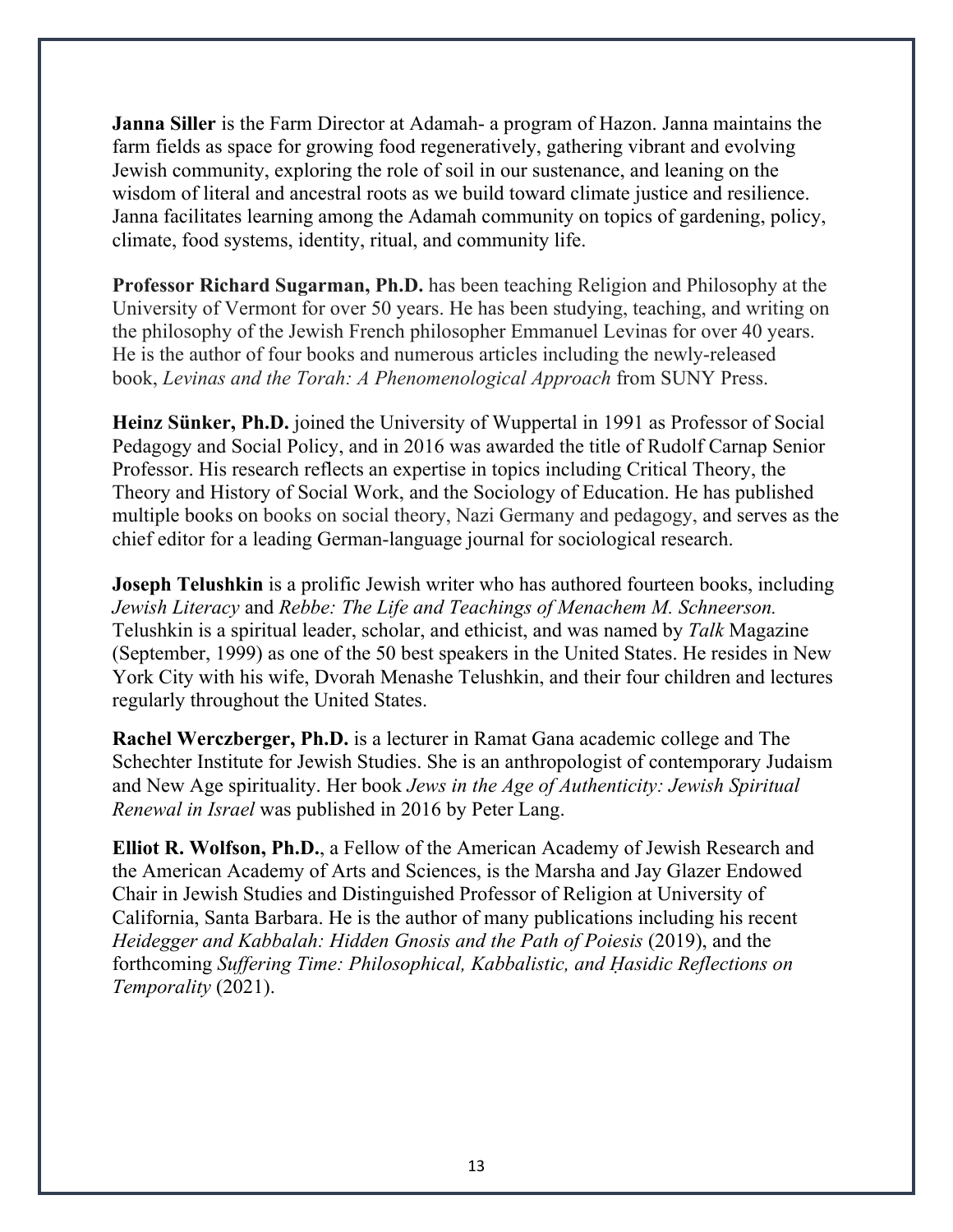**Janna Siller** is the Farm Director at Adamah- a program of Hazon. Janna maintains the farm fields as space for growing food regeneratively, gathering vibrant and evolving Jewish community, exploring the role of soil in our sustenance, and leaning on the wisdom of literal and ancestral roots as we build toward climate justice and resilience. Janna facilitates learning among the Adamah community on topics of gardening, policy, climate, food systems, identity, ritual, and community life.

**Professor Richard Sugarman, Ph.D.** has been teaching Religion and Philosophy at the University of Vermont for over 50 years. He has been studying, teaching, and writing on the philosophy of the Jewish French philosopher Emmanuel Levinas for over 40 years. He is the author of four books and numerous articles including the newly-released book, *Levinas and the Torah: A Phenomenological Approach* from SUNY Press.

**Heinz Sünker, Ph.D.** joined the University of Wuppertal in 1991 as Professor of Social Pedagogy and Social Policy, and in 2016 was awarded the title of Rudolf Carnap Senior Professor. His research reflects an expertise in topics including Critical Theory, the Theory and History of Social Work, and the Sociology of Education. He has published multiple books on books on social theory, Nazi Germany and pedagogy, and serves as the chief editor for a leading German-language journal for sociological research.

**Joseph Telushkin** is a prolific Jewish writer who has authored fourteen books, including *Jewish Literacy* and *Rebbe: The Life and Teachings of Menachem M. Schneerson.* Telushkin is a spiritual leader, scholar, and ethicist, and was named by *Talk* Magazine (September, 1999) as one of the 50 best speakers in the United States. He resides in New York City with his wife, Dvorah Menashe Telushkin, and their four children and lectures regularly throughout the United States.

**Rachel Werczberger, Ph.D.** is a lecturer in Ramat Gana academic college and The Schechter Institute for Jewish Studies. She is an anthropologist of contemporary Judaism and New Age spirituality. Her book *Jews in the Age of Authenticity: Jewish Spiritual Renewal in Israel* was published in 2016 by Peter Lang.

**Elliot R. Wolfson, Ph.D.**, a Fellow of the American Academy of Jewish Research and the American Academy of Arts and Sciences, is the Marsha and Jay Glazer Endowed Chair in Jewish Studies and Distinguished Professor of Religion at University of California, Santa Barbara. He is the author of many publications including his recent *Heidegger and Kabbalah: Hidden Gnosis and the Path of Poiesis* (2019), and the forthcoming *Suffering Time: Philosophical, Kabbalistic, and Ḥasidic Reflections on Temporality* (2021).